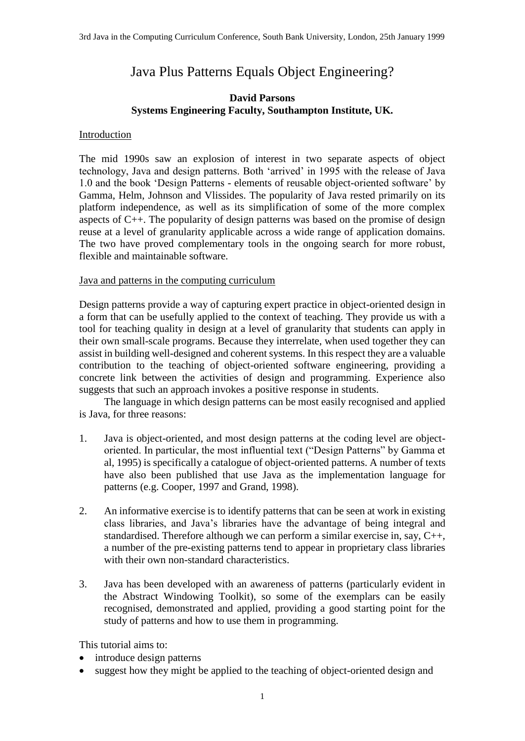# Java Plus Patterns Equals Object Engineering?

**David Parsons**
**Systems Engineering Faculty, Southampton Institute, UK.**

## Introduction

The mid 1990s saw an explosion of interest in two separate aspects of object technology, Java and design patterns. Both 'arrived' in 1995 with the release of Java 1.0 and the book 'Design Patterns - elements of reusable object-oriented software' by Gamma, Helm, Johnson and Vlissides. The popularity of Java rested primarily on its platform independence, as well as its simplification of some of the more complex aspects of C++. The popularity of design patterns was based on the promise of design reuse at a level of granularity applicable across a wide range of application domains. The two have proved complementary tools in the ongoing search for more robust, flexible and maintainable software.

## Java and patterns in the computing curriculum

Design patterns provide a way of capturing expert practice in object-oriented design in a form that can be usefully applied to the context of teaching. They provide us with a tool for teaching quality in design at a level of granularity that students can apply in their own small-scale programs. Because they interrelate, when used together they can assist in building well-designed and coherent systems. In this respect they are a valuable contribution to the teaching of object-oriented software engineering, providing a concrete link between the activities of design and programming. Experience also suggests that such an approach invokes a positive response in students.

The language in which design patterns can be most easily recognised and applied is Java, for three reasons:

1. Java is object-oriented, and most design patterns at the coding level are object-oriented. In particular, the most influential text ("Design Patterns" by Gamma et al, 1995) is specifically a catalogue of object-oriented patterns. A number of texts have also been published that use Java as the implementation language for patterns (e.g. Cooper, 1997 and Grand, 1998).

2. An informative exercise is to identify patterns that can be seen at work in existing class libraries, and Java's libraries have the advantage of being integral and standardised. Therefore although we can perform a similar exercise in, say, C++, a number of the pre-existing patterns tend to appear in proprietary class libraries with their own non-standard characteristics.

3. Java has been developed with an awareness of patterns (particularly evident in the Abstract Windowing Toolkit), so some of the exemplars can be easily recognised, demonstrated and applied, providing a good starting point for the study of patterns and how to use them in programming.

This tutorial aims to:

- introduce design patterns
- suggest how they might be applied to the teaching of object-oriented design and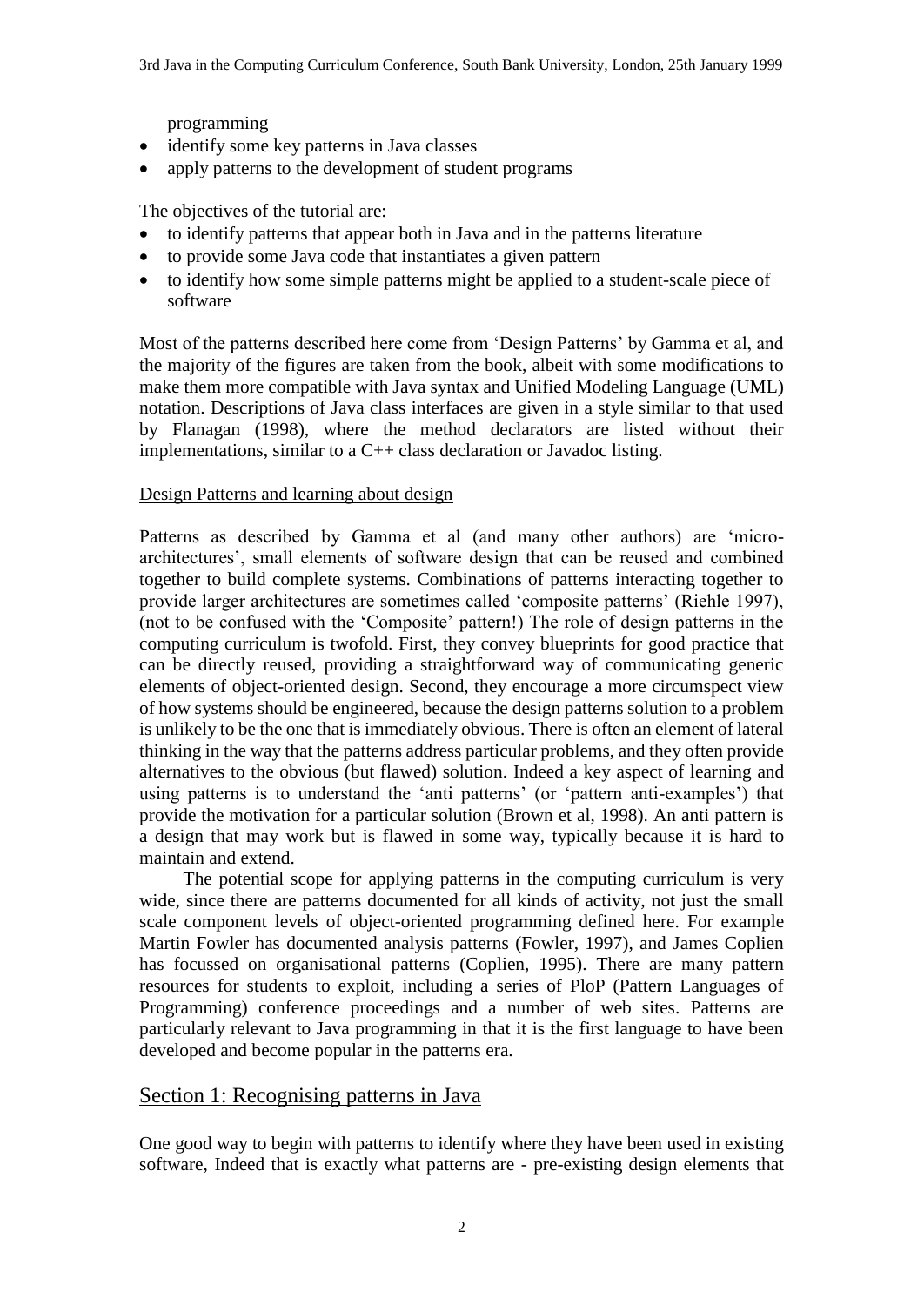programming

- identify some key patterns in Java classes
- apply patterns to the development of student programs

The objectives of the tutorial are:

- to identify patterns that appear both in Java and in the patterns literature
- to provide some Java code that instantiates a given pattern
- to identify how some simple patterns might be applied to a student-scale piece of software

Most of the patterns described here come from 'Design Patterns' by Gamma et al, and the majority of the figures are taken from the book, albeit with some modifications to make them more compatible with Java syntax and Unified Modeling Language (UML) notation. Descriptions of Java class interfaces are given in a style similar to that used by Flanagan (1998), where the method declarators are listed without their implementations, similar to a C++ class declaration or Javadoc listing.

### Design Patterns and learning about design

Patterns as described by Gamma et al (and many other authors) are 'micro-architectures', small elements of software design that can be reused and combined together to build complete systems. Combinations of patterns interacting together to provide larger architectures are sometimes called 'composite patterns' (Riehle 1997), (not to be confused with the 'Composite' pattern!) The role of design patterns in the computing curriculum is twofold. First, they convey blueprints for good practice that can be directly reused, providing a straightforward way of communicating generic elements of object-oriented design. Second, they encourage a more circumspect view of how systems should be engineered, because the design patterns solution to a problem is unlikely to be the one that is immediately obvious. There is often an element of lateral thinking in the way that the patterns address particular problems, and they often provide alternatives to the obvious (but flawed) solution. Indeed a key aspect of learning and using patterns is to understand the 'anti patterns' (or 'pattern anti-examples') that provide the motivation for a particular solution (Brown et al, 1998). An anti pattern is a design that may work but is flawed in some way, typically because it is hard to maintain and extend.

The potential scope for applying patterns in the computing curriculum is very wide, since there are patterns documented for all kinds of activity, not just the small scale component levels of object-oriented programming defined here. For example Martin Fowler has documented analysis patterns (Fowler, 1997), and James Coplien has focussed on organisational patterns (Coplien, 1995). There are many pattern resources for students to exploit, including a series of PloP (Pattern Languages of Programming) conference proceedings and a number of web sites. Patterns are particularly relevant to Java programming in that it is the first language to have been developed and become popular in the patterns era.

## Section 1: Recognising patterns in Java

One good way to begin with patterns to identify where they have been used in existing software, Indeed that is exactly what patterns are - pre-existing design elements that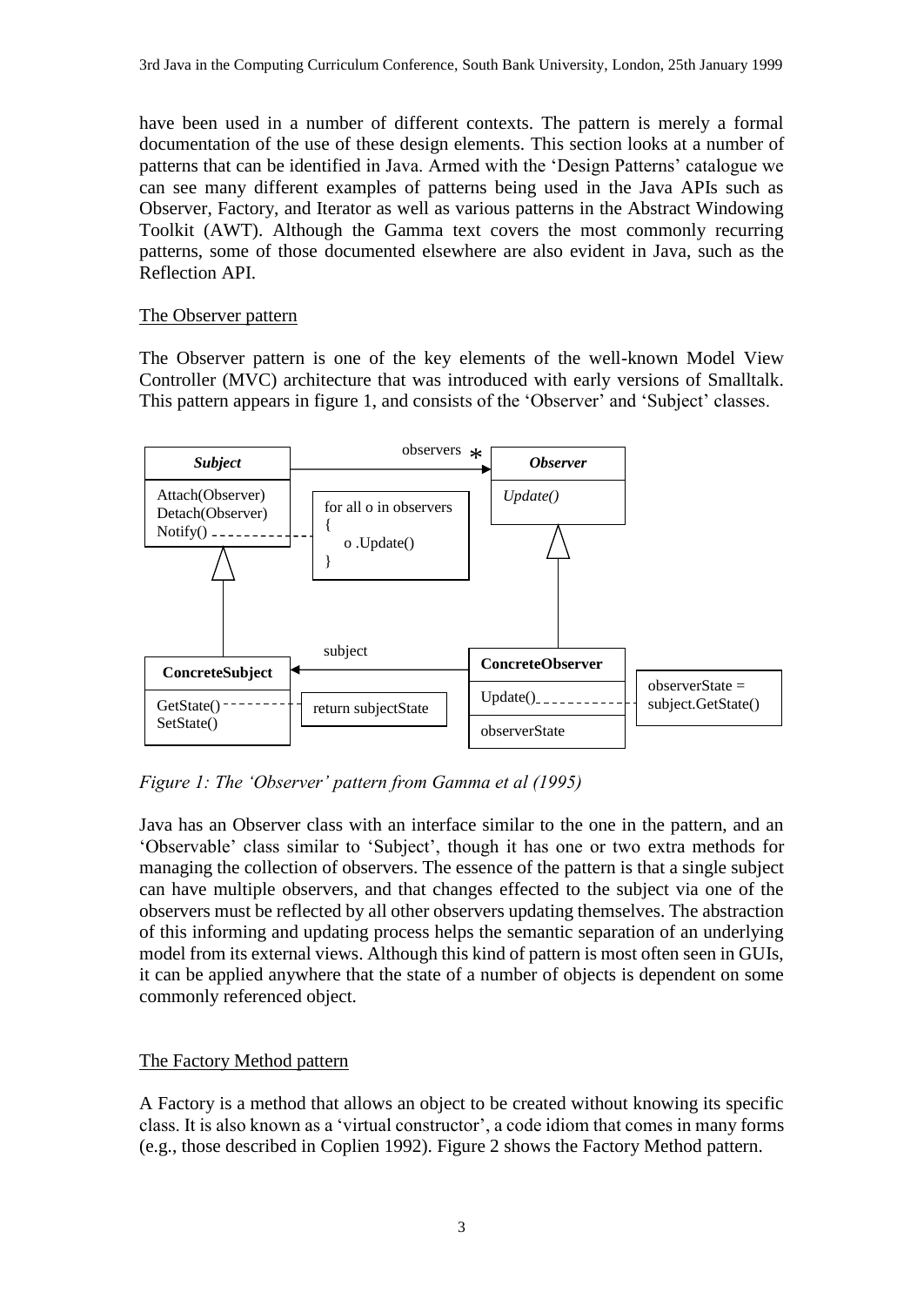have been used in a number of different contexts. The pattern is merely a formal documentation of the use of these design elements. This section looks at a number of patterns that can be identified in Java. Armed with the 'Design Patterns' catalogue we can see many different examples of patterns being used in the Java APIs such as Observer, Factory, and Iterator as well as various patterns in the Abstract Windowing Toolkit (AWT). Although the Gamma text covers the most commonly recurring patterns, some of those documented elsewhere are also evident in Java, such as the Reflection API.

## The Observer pattern

The Observer pattern is one of the key elements of the well-known Model View Controller (MVC) architecture that was introduced with early versions of Smalltalk. This pattern appears in figure 1, and consists of the 'Observer' and 'Subject' classes.

*Subject*
Attach(Observer)
Detach(Observer)
Notify()

observers *

*Observer*
*Update()*

```
for all o in observers
{
    o .Update()
}
```

subject

**ConcreteSubject**
GetState()
SetState()

return subjectState

**ConcreteObserver**
Update()
observerState

observerState = subject.GetState()

*Figure 1: The 'Observer' pattern from Gamma et al (1995)*

Java has an Observer class with an interface similar to the one in the pattern, and an 'Observable' class similar to 'Subject', though it has one or two extra methods for managing the collection of observers. The essence of the pattern is that a single subject can have multiple observers, and that changes effected to the subject via one of the observers must be reflected by all other observers updating themselves. The abstraction of this informing and updating process helps the semantic separation of an underlying model from its external views. Although this kind of pattern is most often seen in GUIs, it can be applied anywhere that the state of a number of objects is dependent on some commonly referenced object.

## The Factory Method pattern

A Factory is a method that allows an object to be created without knowing its specific class. It is also known as a 'virtual constructor', a code idiom that comes in many forms (e.g., those described in Coplien 1992). Figure 2 shows the Factory Method pattern.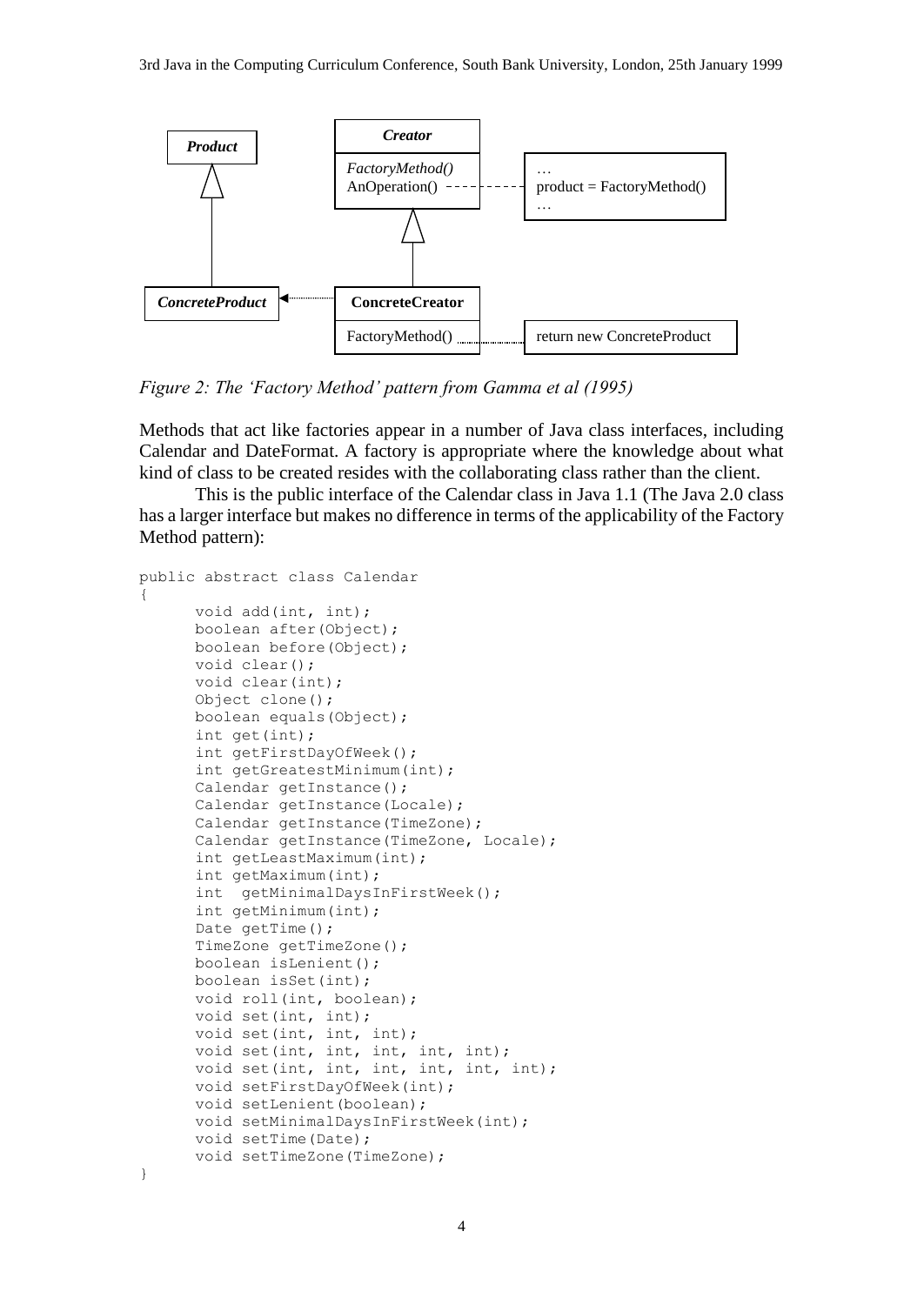Product

Creator

FactoryMethod()
AnOperation()

…
product = FactoryMethod()
…

ConcreteProduct

ConcreteCreator

FactoryMethod()

return new ConcreteProduct

*Figure 2: The 'Factory Method' pattern from Gamma et al (1995)*

Methods that act like factories appear in a number of Java class interfaces, including Calendar and DateFormat. A factory is appropriate where the knowledge about what kind of class to be created resides with the collaborating class rather than the client.

This is the public interface of the Calendar class in Java 1.1 (The Java 2.0 class has a larger interface but makes no difference in terms of the applicability of the Factory Method pattern):

```
public abstract class Calendar
{
      void add(int, int);
      boolean after(Object);
      boolean before(Object);
      void clear();
      void clear(int);
      Object clone();
      boolean equals(Object);
      int get(int);
      int getFirstDayOfWeek();
      int getGreatestMinimum(int);
      Calendar getInstance();
      Calendar getInstance(Locale);
      Calendar getInstance(TimeZone);
      Calendar getInstance(TimeZone, Locale);
      int getLeastMaximum(int);
      int getMaximum(int);
      int  getMinimalDaysInFirstWeek();
      int getMinimum(int);
      Date getTime();
      TimeZone getTimeZone();
      boolean isLenient();
      boolean isSet(int);
      void roll(int, boolean);
      void set(int, int);
      void set(int, int, int);
      void set(int, int, int, int, int);
      void set(int, int, int, int, int, int);
      void setFirstDayOfWeek(int);
      void setLenient(boolean);
      void setMinimalDaysInFirstWeek(int);
      void setTime(Date);
      void setTimeZone(TimeZone);
}
```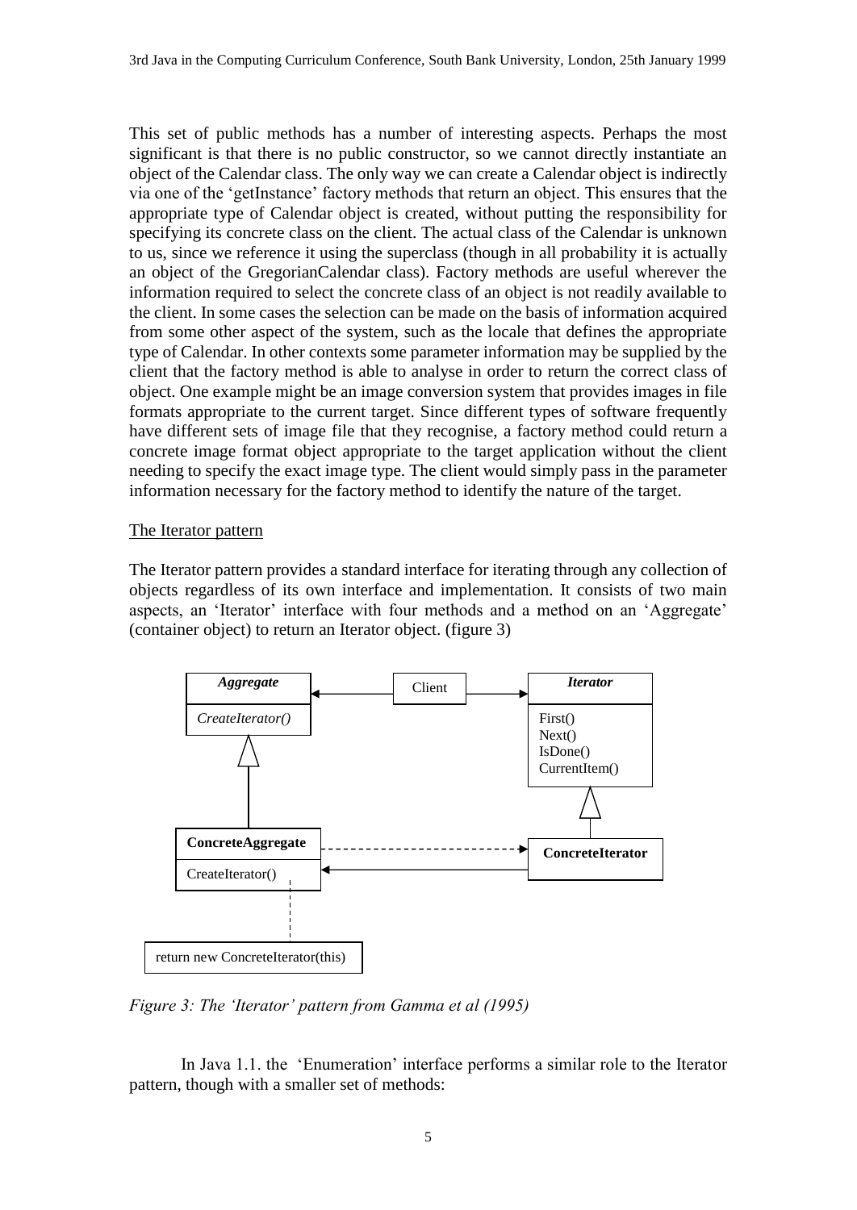This set of public methods has a number of interesting aspects. Perhaps the most significant is that there is no public constructor, so we cannot directly instantiate an object of the Calendar class. The only way we can create a Calendar object is indirectly via one of the 'getInstance' factory methods that return an object. This ensures that the appropriate type of Calendar object is created, without putting the responsibility for specifying its concrete class on the client. The actual class of the Calendar is unknown to us, since we reference it using the superclass (though in all probability it is actually an object of the GregorianCalendar class). Factory methods are useful wherever the information required to select the concrete class of an object is not readily available to the client. In some cases the selection can be made on the basis of information acquired from some other aspect of the system, such as the locale that defines the appropriate type of Calendar. In other contexts some parameter information may be supplied by the client that the factory method is able to analyse in order to return the correct class of object. One example might be an image conversion system that provides images in file formats appropriate to the current target. Since different types of software frequently have different sets of image file that they recognise, a factory method could return a concrete image format object appropriate to the target application without the client needing to specify the exact image type. The client would simply pass in the parameter information necessary for the factory method to identify the nature of the target.

## The Iterator pattern

The Iterator pattern provides a standard interface for iterating through any collection of objects regardless of its own interface and implementation. It consists of two main aspects, an 'Iterator' interface with four methods and a method on an 'Aggregate' (container object) to return an Iterator object. (figure 3)

*Aggregate*

*CreateIterator()*

Client

*Iterator*

First()
Next()
IsDone()
CurrentItem()

**ConcreteAggregate**

CreateIterator()

**ConcreteIterator**

return new ConcreteIterator(this)

*Figure 3: The 'Iterator' pattern from Gamma et al (1995)*

In Java 1.1. the 'Enumeration' interface performs a similar role to the Iterator pattern, though with a smaller set of methods: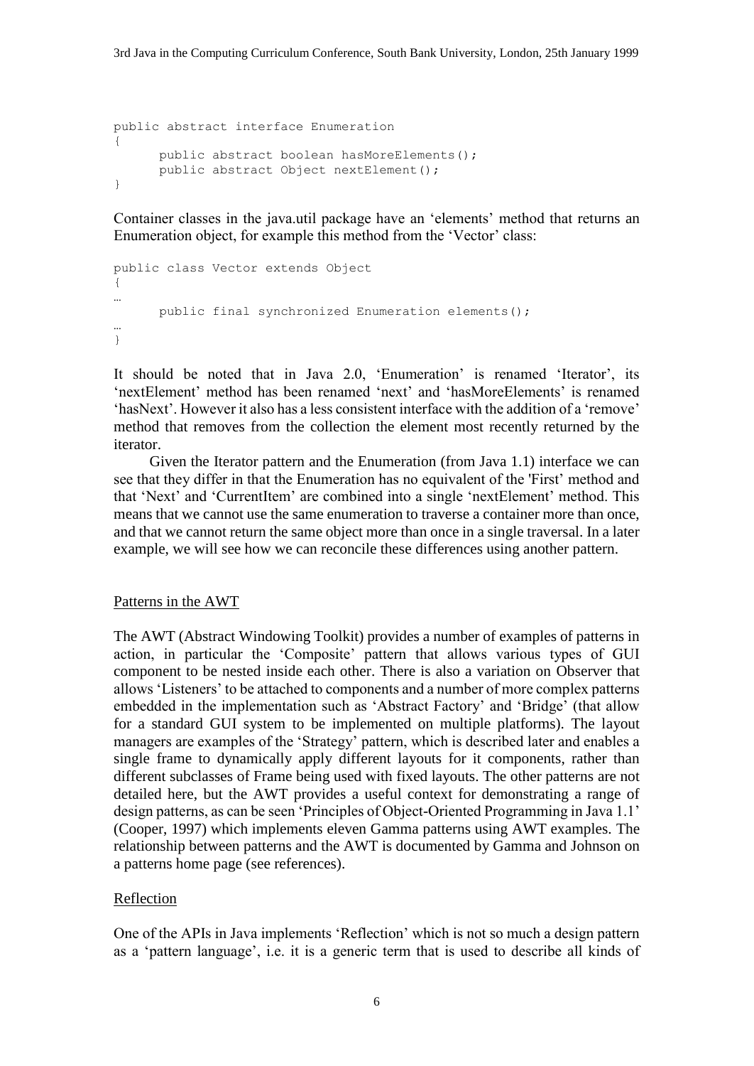```
public abstract interface Enumeration
{
      public abstract boolean hasMoreElements();
      public abstract Object nextElement();
}
```

Container classes in the java.util package have an 'elements' method that returns an Enumeration object, for example this method from the 'Vector' class:

```
public class Vector extends Object
{
…
      public final synchronized Enumeration elements();
…
}
```

It should be noted that in Java 2.0, 'Enumeration' is renamed 'Iterator', its 'nextElement' method has been renamed 'next' and 'hasMoreElements' is renamed 'hasNext'. However it also has a less consistent interface with the addition of a 'remove' method that removes from the collection the element most recently returned by the iterator.

Given the Iterator pattern and the Enumeration (from Java 1.1) interface we can see that they differ in that the Enumeration has no equivalent of the 'First' method and that 'Next' and 'CurrentItem' are combined into a single 'nextElement' method. This means that we cannot use the same enumeration to traverse a container more than once, and that we cannot return the same object more than once in a single traversal. In a later example, we will see how we can reconcile these differences using another pattern.

## Patterns in the AWT

The AWT (Abstract Windowing Toolkit) provides a number of examples of patterns in action, in particular the 'Composite' pattern that allows various types of GUI component to be nested inside each other. There is also a variation on Observer that allows 'Listeners' to be attached to components and a number of more complex patterns embedded in the implementation such as 'Abstract Factory' and 'Bridge' (that allow for a standard GUI system to be implemented on multiple platforms). The layout managers are examples of the 'Strategy' pattern, which is described later and enables a single frame to dynamically apply different layouts for it components, rather than different subclasses of Frame being used with fixed layouts. The other patterns are not detailed here, but the AWT provides a useful context for demonstrating a range of design patterns, as can be seen 'Principles of Object-Oriented Programming in Java 1.1' (Cooper, 1997) which implements eleven Gamma patterns using AWT examples. The relationship between patterns and the AWT is documented by Gamma and Johnson on a patterns home page (see references).

## Reflection

One of the APIs in Java implements 'Reflection' which is not so much a design pattern as a 'pattern language', i.e. it is a generic term that is used to describe all kinds of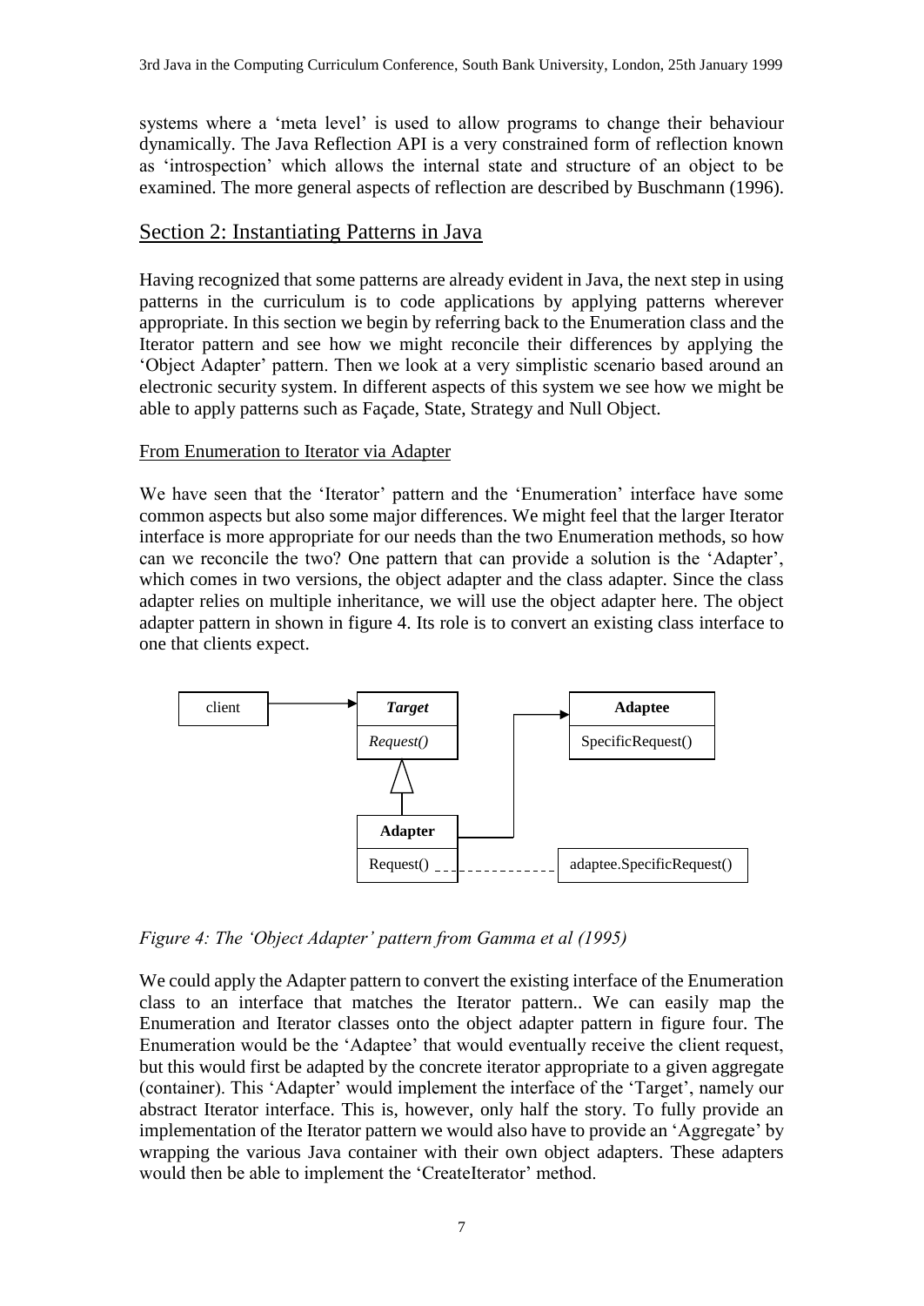systems where a 'meta level' is used to allow programs to change their behaviour dynamically. The Java Reflection API is a very constrained form of reflection known as 'introspection' which allows the internal state and structure of an object to be examined. The more general aspects of reflection are described by Buschmann (1996).

## Section 2: Instantiating Patterns in Java

Having recognized that some patterns are already evident in Java, the next step in using patterns in the curriculum is to code applications by applying patterns wherever appropriate. In this section we begin by referring back to the Enumeration class and the Iterator pattern and see how we might reconcile their differences by applying the 'Object Adapter' pattern. Then we look at a very simplistic scenario based around an electronic security system. In different aspects of this system we see how we might be able to apply patterns such as Façade, State, Strategy and Null Object.

### From Enumeration to Iterator via Adapter

We have seen that the 'Iterator' pattern and the 'Enumeration' interface have some common aspects but also some major differences. We might feel that the larger Iterator interface is more appropriate for our needs than the two Enumeration methods, so how can we reconcile the two? One pattern that can provide a solution is the 'Adapter', which comes in two versions, the object adapter and the class adapter. Since the class adapter relies on multiple inheritance, we will use the object adapter here. The object adapter pattern in shown in figure 4. Its role is to convert an existing class interface to one that clients expect.

client

*Target*

*Request()*

**Adaptee**

SpecificRequest()

**Adapter**

Request()

adaptee.SpecificRequest()

*Figure 4: The 'Object Adapter' pattern from Gamma et al (1995)*

We could apply the Adapter pattern to convert the existing interface of the Enumeration class to an interface that matches the Iterator pattern.. We can easily map the Enumeration and Iterator classes onto the object adapter pattern in figure four. The Enumeration would be the 'Adaptee' that would eventually receive the client request, but this would first be adapted by the concrete iterator appropriate to a given aggregate (container). This 'Adapter' would implement the interface of the 'Target', namely our abstract Iterator interface. This is, however, only half the story. To fully provide an implementation of the Iterator pattern we would also have to provide an 'Aggregate' by wrapping the various Java container with their own object adapters. These adapters would then be able to implement the 'CreateIterator' method.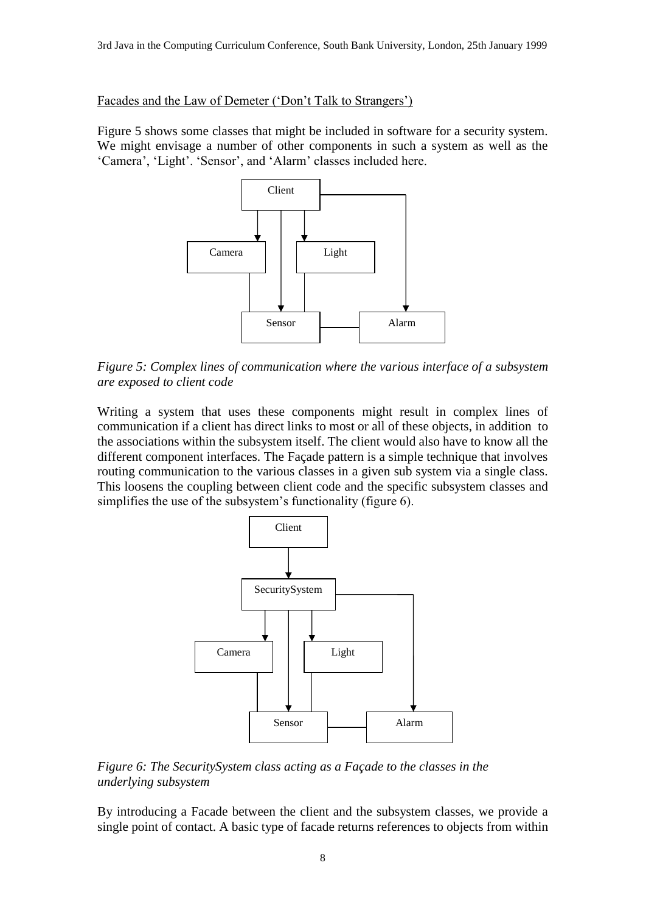## Facades and the Law of Demeter ('Don't Talk to Strangers')

Figure 5 shows some classes that might be included in software for a security system. We might envisage a number of other components in such a system as well as the 'Camera', 'Light'. 'Sensor', and 'Alarm' classes included here.

Client

Camera

Light

Sensor

Alarm

*Figure 5: Complex lines of communication where the various interface of a subsystem are exposed to client code*

Writing a system that uses these components might result in complex lines of communication if a client has direct links to most or all of these objects, in addition to the associations within the subsystem itself. The client would also have to know all the different component interfaces. The Façade pattern is a simple technique that involves routing communication to the various classes in a given sub system via a single class. This loosens the coupling between client code and the specific subsystem classes and simplifies the use of the subsystem's functionality (figure 6).

Client

SecuritySystem

Camera

Light

Sensor

Alarm

*Figure 6: The SecuritySystem class acting as a Façade to the classes in the underlying subsystem*

By introducing a Facade between the client and the subsystem classes, we provide a single point of contact. A basic type of facade returns references to objects from within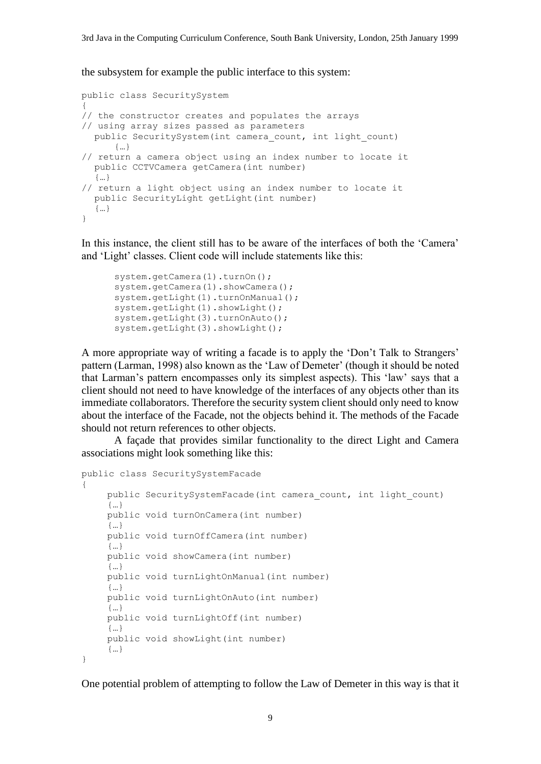the subsystem for example the public interface to this system:

```
public class SecuritySystem
{
// the constructor creates and populates the arrays
// using array sizes passed as parameters
  public SecuritySystem(int camera_count, int light_count)
      {…}
// return a camera object using an index number to locate it
  public CCTVCamera getCamera(int number)
  {…}
// return a light object using an index number to locate it
  public SecurityLight getLight(int number)
  {…}
}
```

In this instance, the client still has to be aware of the interfaces of both the 'Camera' and 'Light' classes. Client code will include statements like this:

```
system.getCamera(1).turnOn();
system.getCamera(1).showCamera();
system.getLight(1).turnOnManual();
system.getLight(1).showLight();
system.getLight(3).turnOnAuto();
system.getLight(3).showLight();
```

A more appropriate way of writing a facade is to apply the 'Don't Talk to Strangers' pattern (Larman, 1998) also known as the 'Law of Demeter' (though it should be noted that Larman's pattern encompasses only its simplest aspects). This 'law' says that a client should not need to have knowledge of the interfaces of any objects other than its immediate collaborators. Therefore the security system client should only need to know about the interface of the Facade, not the objects behind it. The methods of the Facade should not return references to other objects.

A façade that provides similar functionality to the direct Light and Camera associations might look something like this:

```
public class SecuritySystemFacade
{
     public SecuritySystemFacade(int camera_count, int light_count)
     {…}
     public void turnOnCamera(int number)
     {…}
     public void turnOffCamera(int number)
     {…}
     public void showCamera(int number)
     {…}
     public void turnLightOnManual(int number)
     {…}
     public void turnLightOnAuto(int number)
     {…}
     public void turnLightOff(int number)
     {…}
     public void showLight(int number)
     {…}
}
```

One potential problem of attempting to follow the Law of Demeter in this way is that it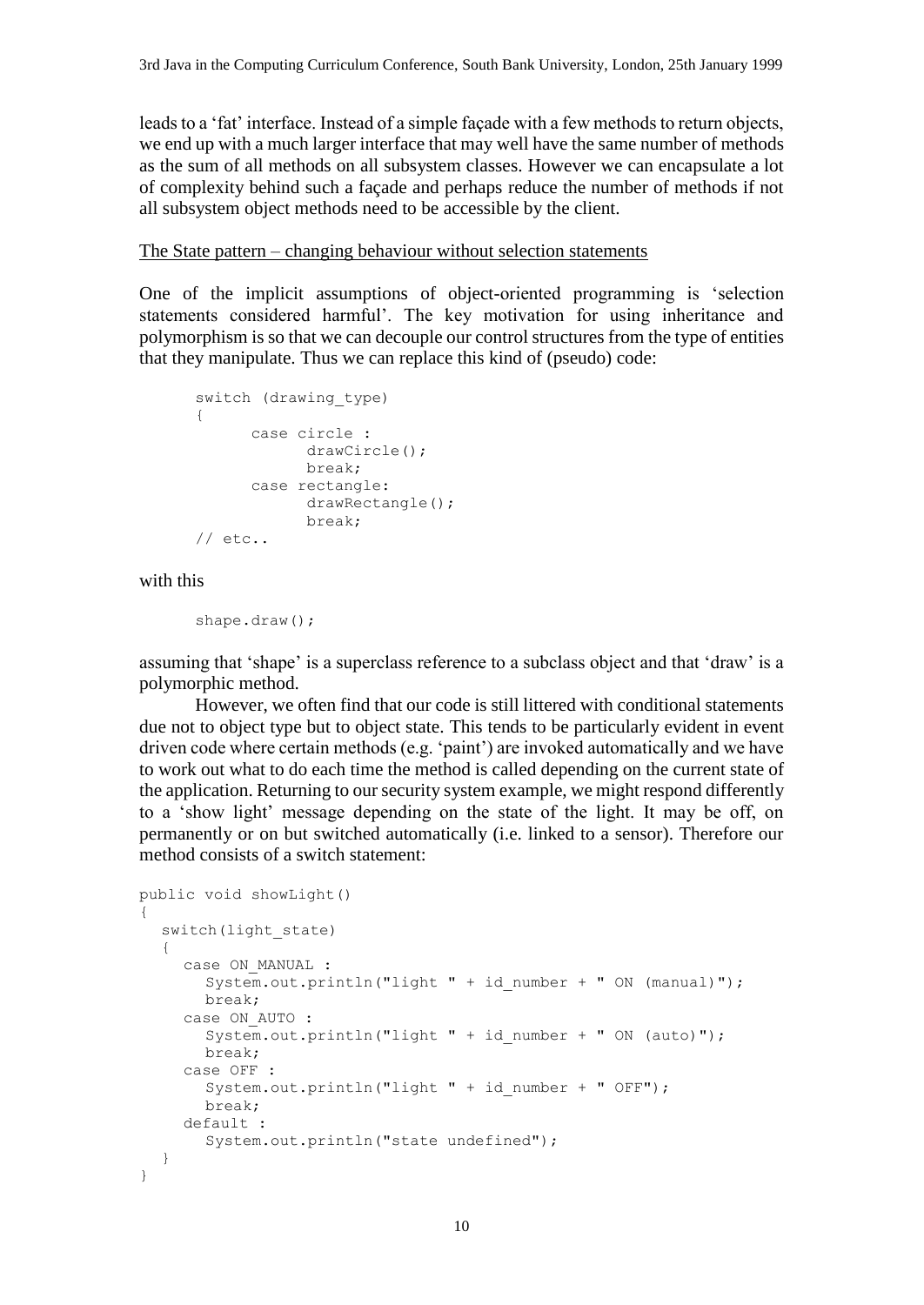leads to a 'fat' interface. Instead of a simple façade with a few methods to return objects, we end up with a much larger interface that may well have the same number of methods as the sum of all methods on all subsystem classes. However we can encapsulate a lot of complexity behind such a façade and perhaps reduce the number of methods if not all subsystem object methods need to be accessible by the client.

<u>The State pattern – changing behaviour without selection statements</u>

One of the implicit assumptions of object-oriented programming is 'selection statements considered harmful'. The key motivation for using inheritance and polymorphism is so that we can decouple our control structures from the type of entities that they manipulate. Thus we can replace this kind of (pseudo) code:

```
switch (drawing_type)
{
      case circle :
            drawCircle();
            break;
      case rectangle:
            drawRectangle();
            break;
// etc..
```

with this

```
shape.draw();
```

assuming that 'shape' is a superclass reference to a subclass object and that 'draw' is a polymorphic method.

However, we often find that our code is still littered with conditional statements due not to object type but to object state. This tends to be particularly evident in event driven code where certain methods (e.g. 'paint') are invoked automatically and we have to work out what to do each time the method is called depending on the current state of the application. Returning to our security system example, we might respond differently to a 'show light' message depending on the state of the light. It may be off, on permanently or on but switched automatically (i.e. linked to a sensor). Therefore our method consists of a switch statement:

```
public void showLight()
{
  switch(light_state)
  {
    case ON_MANUAL :
      System.out.println("light " + id_number + " ON (manual)");
      break;
    case ON_AUTO :
      System.out.println("light " + id_number + " ON (auto)");
      break;
    case OFF :
      System.out.println("light " + id_number + " OFF");
      break;
    default :
      System.out.println("state undefined");
  }
}
```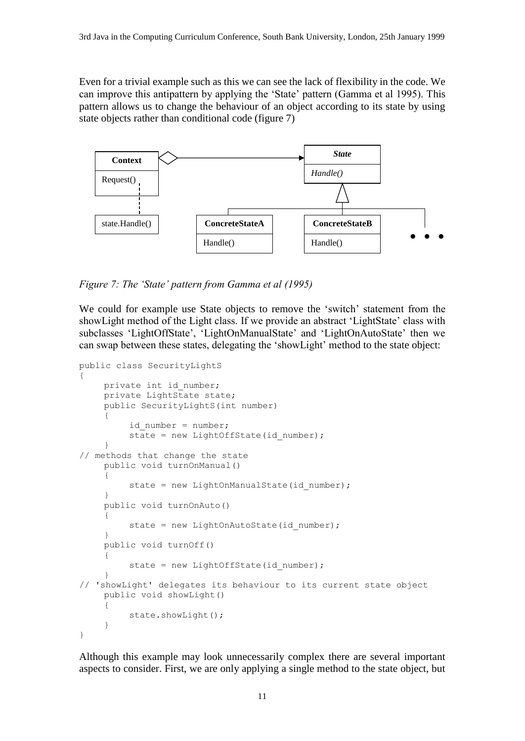Even for a trivial example such as this we can see the lack of flexibility in the code. We can improve this antipattern by applying the 'State' pattern (Gamma et al 1995). This pattern allows us to change the behaviour of an object according to its state by using state objects rather than conditional code (figure 7)

*Figure 7: The 'State' pattern from Gamma et al (1995)*

We could for example use State objects to remove the 'switch' statement from the showLight method of the Light class. If we provide an abstract 'LightState' class with subclasses 'LightOffState', 'LightOnManualState' and 'LightOnAutoState' then we can swap between these states, delegating the 'showLight' method to the state object:

```
public class SecurityLightS
{
     private int id_number;
     private LightState state;
     public SecurityLightS(int number)
     {
          id_number = number;
          state = new LightOffState(id_number);
     }
// methods that change the state
     public void turnOnManual()
     {
          state = new LightOnManualState(id_number);
     }
     public void turnOnAuto()
     {
          state = new LightOnAutoState(id_number);
     }
     public void turnOff()
     {
          state = new LightOffState(id_number);
     }
// 'showLight' delegates its behaviour to its current state object
     public void showLight()
     {
          state.showLight();
     }
}
```

Although this example may look unnecessarily complex there are several important aspects to consider. First, we are only applying a single method to the state object, but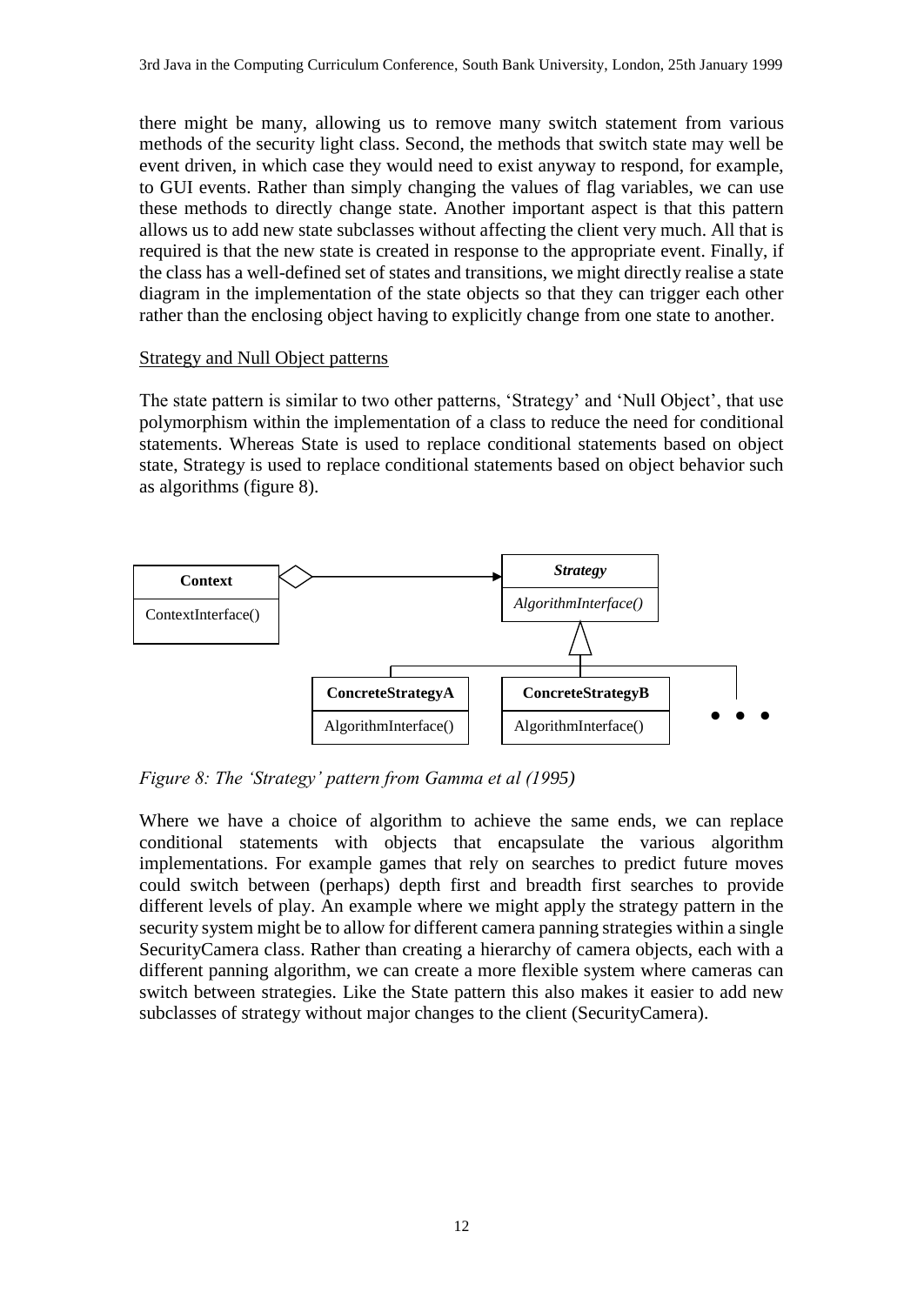there might be many, allowing us to remove many switch statement from various methods of the security light class. Second, the methods that switch state may well be event driven, in which case they would need to exist anyway to respond, for example, to GUI events. Rather than simply changing the values of flag variables, we can use these methods to directly change state. Another important aspect is that this pattern allows us to add new state subclasses without affecting the client very much. All that is required is that the new state is created in response to the appropriate event. Finally, if the class has a well-defined set of states and transitions, we might directly realise a state diagram in the implementation of the state objects so that they can trigger each other rather than the enclosing object having to explicitly change from one state to another.

## Strategy and Null Object patterns

The state pattern is similar to two other patterns, 'Strategy' and 'Null Object', that use polymorphism within the implementation of a class to reduce the need for conditional statements. Whereas State is used to replace conditional statements based on object state, Strategy is used to replace conditional statements based on object behavior such as algorithms (figure 8).

**Context**
ContextInterface()

***Strategy***
*AlgorithmInterface()*

**ConcreteStrategyA**
AlgorithmInterface()

**ConcreteStrategyB**
AlgorithmInterface()

• • •

*Figure 8: The 'Strategy' pattern from Gamma et al (1995)*

Where we have a choice of algorithm to achieve the same ends, we can replace conditional statements with objects that encapsulate the various algorithm implementations. For example games that rely on searches to predict future moves could switch between (perhaps) depth first and breadth first searches to provide different levels of play. An example where we might apply the strategy pattern in the security system might be to allow for different camera panning strategies within a single SecurityCamera class. Rather than creating a hierarchy of camera objects, each with a different panning algorithm, we can create a more flexible system where cameras can switch between strategies. Like the State pattern this also makes it easier to add new subclasses of strategy without major changes to the client (SecurityCamera).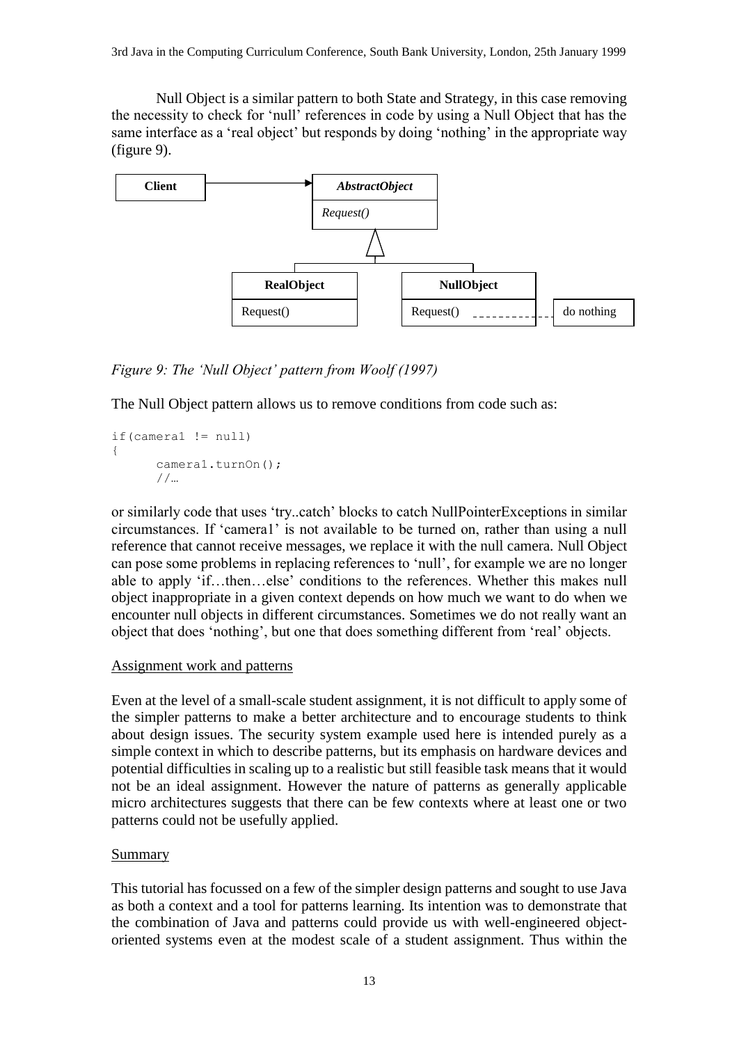Null Object is a similar pattern to both State and Strategy, in this case removing the necessity to check for 'null' references in code by using a Null Object that has the same interface as a 'real object' but responds by doing 'nothing' in the appropriate way (figure 9).

Client

*AbstractObject*

*Request()*

RealObject

Request()

NullObject

Request()

do nothing

*Figure 9: The 'Null Object' pattern from Woolf (1997)*

The Null Object pattern allows us to remove conditions from code such as:

```
if(camera1 != null)
{
      camera1.turnOn();
      //…
```

or similarly code that uses 'try..catch' blocks to catch NullPointerExceptions in similar circumstances. If 'camera1' is not available to be turned on, rather than using a null reference that cannot receive messages, we replace it with the null camera. Null Object can pose some problems in replacing references to 'null', for example we are no longer able to apply 'if…then…else' conditions to the references. Whether this makes null object inappropriate in a given context depends on how much we want to do when we encounter null objects in different circumstances. Sometimes we do not really want an object that does 'nothing', but one that does something different from 'real' objects.

## Assignment work and patterns

Even at the level of a small-scale student assignment, it is not difficult to apply some of the simpler patterns to make a better architecture and to encourage students to think about design issues. The security system example used here is intended purely as a simple context in which to describe patterns, but its emphasis on hardware devices and potential difficulties in scaling up to a realistic but still feasible task means that it would not be an ideal assignment. However the nature of patterns as generally applicable micro architectures suggests that there can be few contexts where at least one or two patterns could not be usefully applied.

## Summary

This tutorial has focussed on a few of the simpler design patterns and sought to use Java as both a context and a tool for patterns learning. Its intention was to demonstrate that the combination of Java and patterns could provide us with well-engineered object-oriented systems even at the modest scale of a student assignment. Thus within the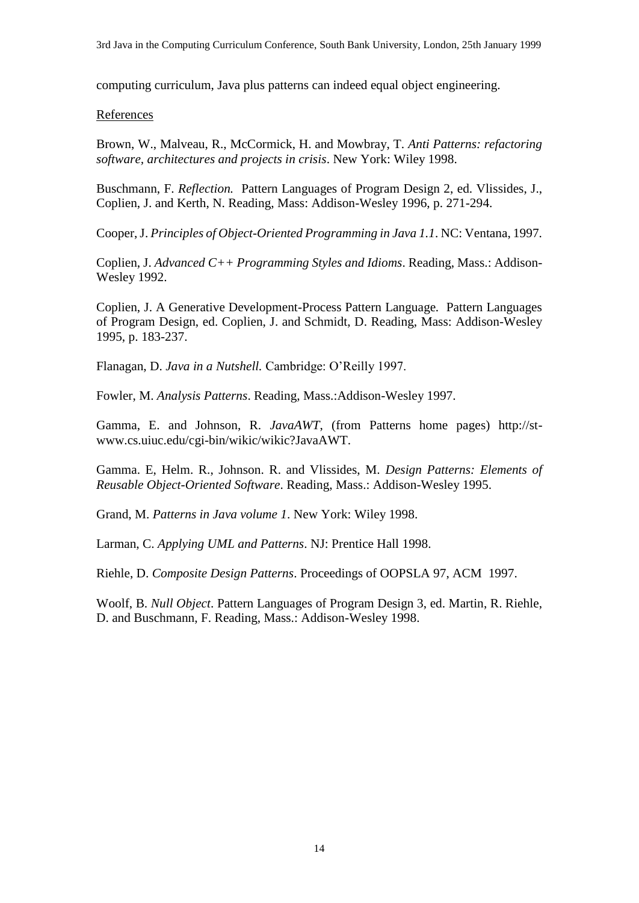computing curriculum, Java plus patterns can indeed equal object engineering.

## References

Brown, W., Malveau, R., McCormick, H. and Mowbray, T. *Anti Patterns: refactoring software, architectures and projects in crisis*. New York: Wiley 1998.

Buschmann, F. *Reflection.* Pattern Languages of Program Design 2, ed. Vlissides, J., Coplien, J. and Kerth, N. Reading, Mass: Addison-Wesley 1996, p. 271-294.

Cooper, J. *Principles of Object-Oriented Programming in Java 1.1*. NC: Ventana, 1997.

Coplien, J. *Advanced C++ Programming Styles and Idioms*. Reading, Mass.: Addison-Wesley 1992.

Coplien, J. A Generative Development-Process Pattern Language. Pattern Languages of Program Design, ed. Coplien, J. and Schmidt, D. Reading, Mass: Addison-Wesley 1995, p. 183-237.

Flanagan, D. *Java in a Nutshell.* Cambridge: O'Reilly 1997.

Fowler, M. *Analysis Patterns*. Reading, Mass.:Addison-Wesley 1997.

Gamma, E. and Johnson, R. *JavaAWT*, (from Patterns home pages) http://st-www.cs.uiuc.edu/cgi-bin/wikic/wikic?JavaAWT.

Gamma. E, Helm. R., Johnson. R. and Vlissides, M. *Design Patterns: Elements of Reusable Object-Oriented Software*. Reading, Mass.: Addison-Wesley 1995.

Grand, M. *Patterns in Java volume 1*. New York: Wiley 1998.

Larman, C. *Applying UML and Patterns*. NJ: Prentice Hall 1998.

Riehle, D. *Composite Design Patterns*. Proceedings of OOPSLA 97, ACM 1997.

Woolf, B. *Null Object*. Pattern Languages of Program Design 3, ed. Martin, R. Riehle, D. and Buschmann, F. Reading, Mass.: Addison-Wesley 1998.